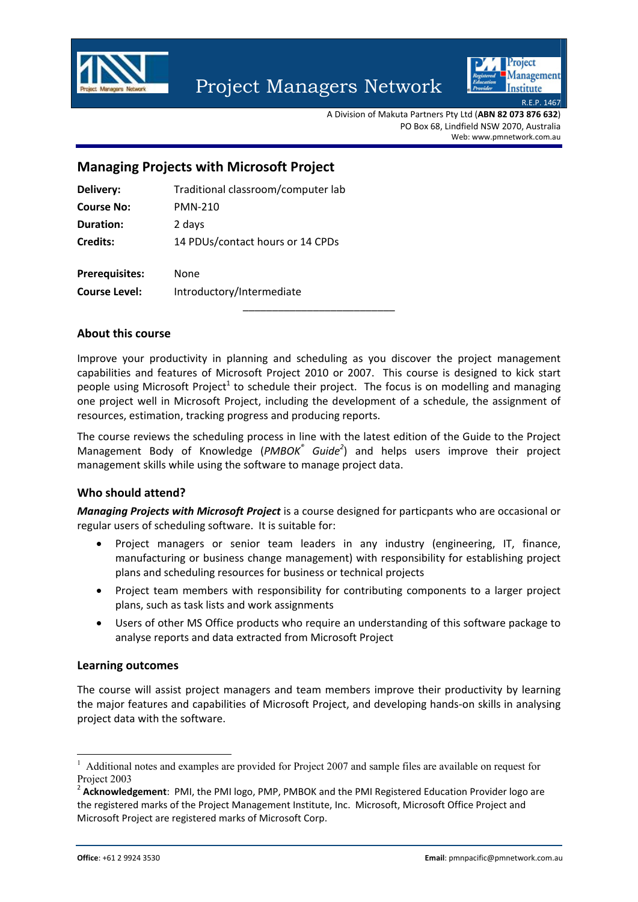# Project Managers Network

A Division of Makuta Partners Pty Ltd (**ABN 82 073 876 632**)
PO Box 68, Lindfield NSW 2070, Australia
Web: www.pmnetwork.com.au

## Managing Projects with Microsoft Project

**Delivery:** Traditional classroom/computer lab
**Course No:** PMN-210
**Duration:** 2 days
**Credits:** 14 PDUs/contact hours or 14 CPDs

**Prerequisites:** None
**Course Level:** Introductory/Intermediate

---

### About this course

Improve your productivity in planning and scheduling as you discover the project management capabilities and features of Microsoft Project 2010 or 2007. This course is designed to kick start people using Microsoft Project[1] to schedule their project. The focus is on modelling and managing one project well in Microsoft Project, including the development of a schedule, the assignment of resources, estimation, tracking progress and producing reports.

The course reviews the scheduling process in line with the latest edition of the Guide to the Project Management Body of Knowledge (*PMBOK® Guide*[2]) and helps users improve their project management skills while using the software to manage project data.

### Who should attend?

***Managing Projects with Microsoft Project*** is a course designed for particpants who are occasional or regular users of scheduling software. It is suitable for:

- Project managers or senior team leaders in any industry (engineering, IT, finance, manufacturing or business change management) with responsibility for establishing project plans and scheduling resources for business or technical projects
- Project team members with responsibility for contributing components to a larger project plans, such as task lists and work assignments
- Users of other MS Office products who require an understanding of this software package to analyse reports and data extracted from Microsoft Project

### Learning outcomes

The course will assist project managers and team members improve their productivity by learning the major features and capabilities of Microsoft Project, and developing hands-on skills in analysing project data with the software.

---

[1] Additional notes and examples are provided for Project 2007 and sample files are available on request for Project 2003

[2] **Acknowledgement**: PMI, the PMI logo, PMP, PMBOK and the PMI Registered Education Provider logo are the registered marks of the Project Management Institute, Inc. Microsoft, Microsoft Office Project and Microsoft Project are registered marks of Microsoft Corp.

**Office**: +61 2 9924 3530 **Email**: pmnpacific@pmnetwork.com.au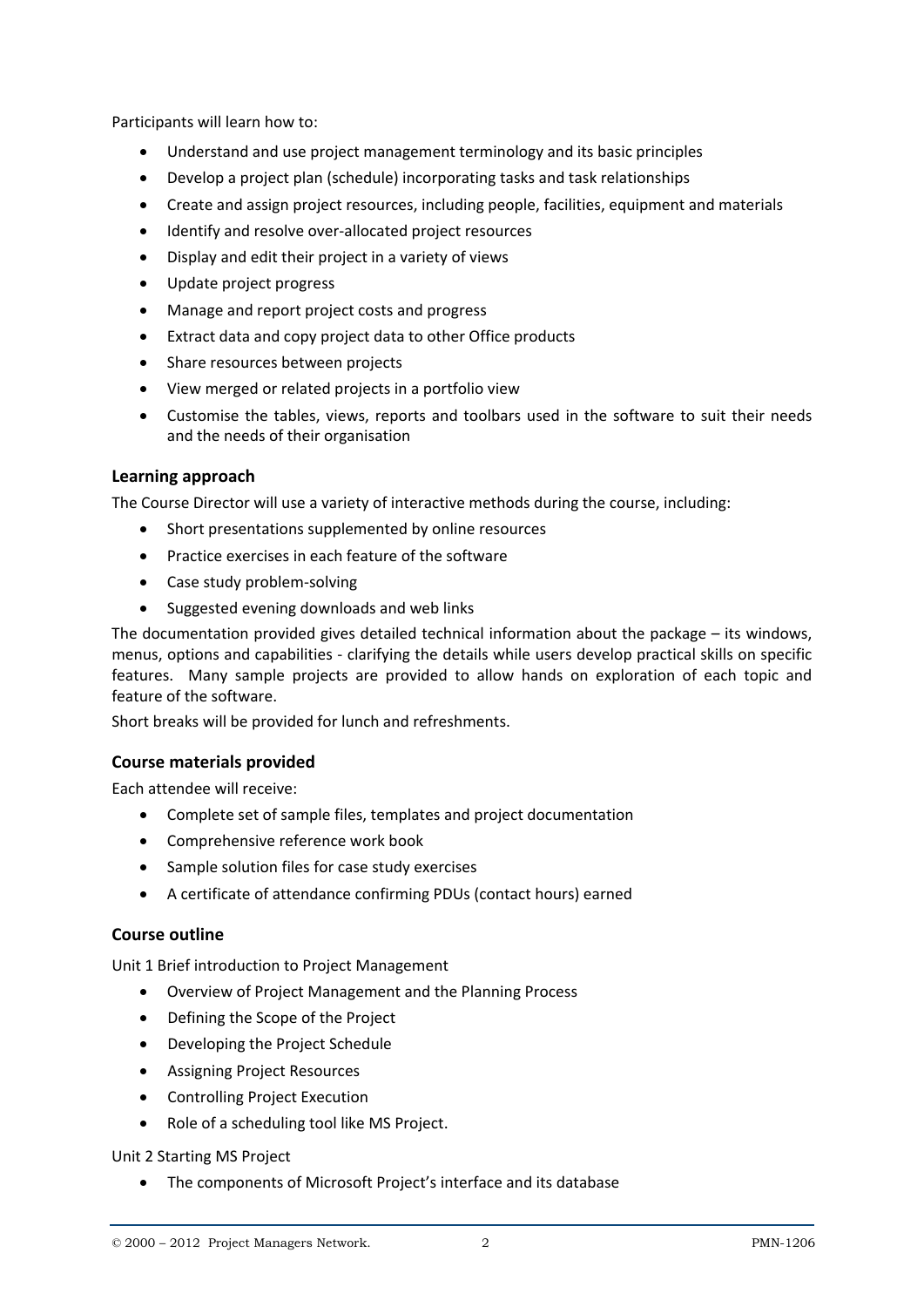Participants will learn how to:

- Understand and use project management terminology and its basic principles
- Develop a project plan (schedule) incorporating tasks and task relationships
- Create and assign project resources, including people, facilities, equipment and materials
- Identify and resolve over-allocated project resources
- Display and edit their project in a variety of views
- Update project progress
- Manage and report project costs and progress
- Extract data and copy project data to other Office products
- Share resources between projects
- View merged or related projects in a portfolio view
- Customise the tables, views, reports and toolbars used in the software to suit their needs and the needs of their organisation

### Learning approach

The Course Director will use a variety of interactive methods during the course, including:

- Short presentations supplemented by online resources
- Practice exercises in each feature of the software
- Case study problem-solving
- Suggested evening downloads and web links

The documentation provided gives detailed technical information about the package – its windows, menus, options and capabilities - clarifying the details while users develop practical skills on specific features. Many sample projects are provided to allow hands on exploration of each topic and feature of the software.

Short breaks will be provided for lunch and refreshments.

### Course materials provided

Each attendee will receive:

- Complete set of sample files, templates and project documentation
- Comprehensive reference work book
- Sample solution files for case study exercises
- A certificate of attendance confirming PDUs (contact hours) earned

### Course outline

Unit 1 Brief introduction to Project Management

- Overview of Project Management and the Planning Process
- Defining the Scope of the Project
- Developing the Project Schedule
- Assigning Project Resources
- Controlling Project Execution
- Role of a scheduling tool like MS Project.

Unit 2 Starting MS Project

- The components of Microsoft Project's interface and its database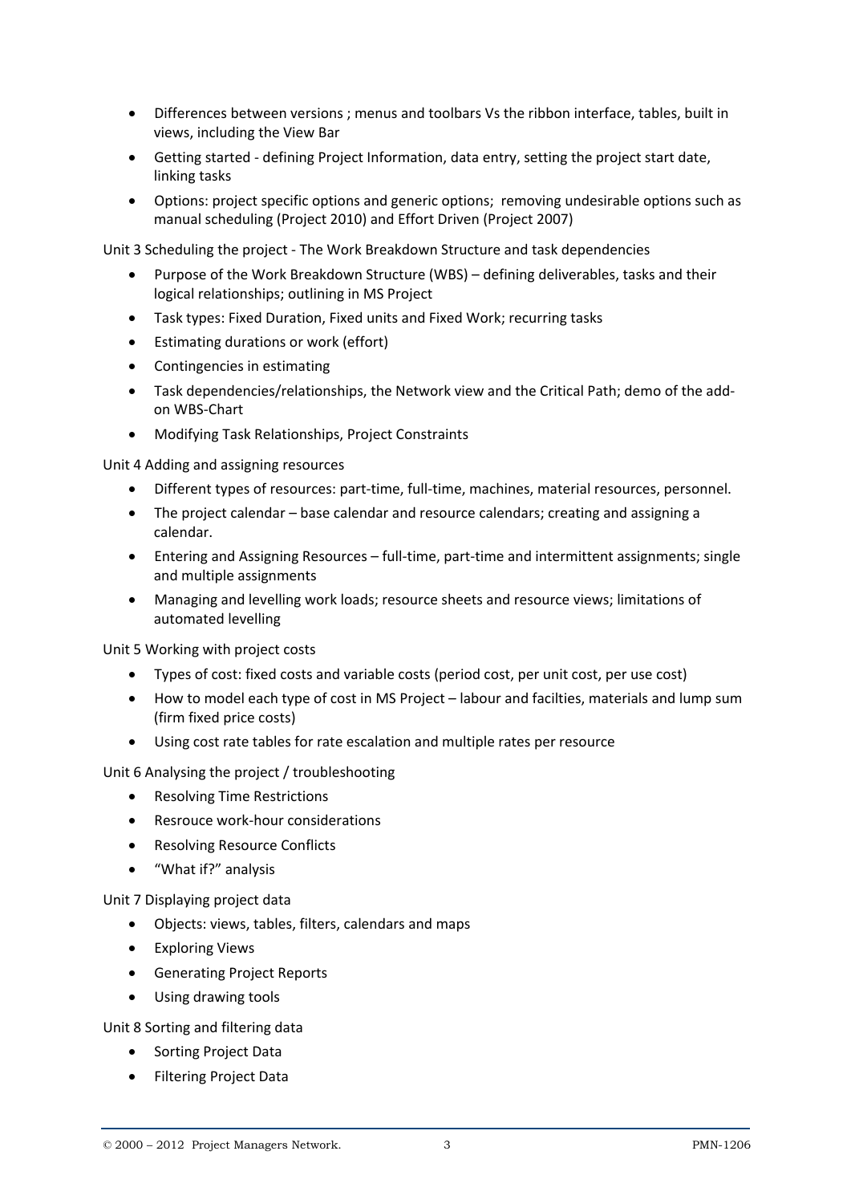- Differences between versions ; menus and toolbars Vs the ribbon interface, tables, built in views, including the View Bar
- Getting started - defining Project Information, data entry, setting the project start date, linking tasks
- Options: project specific options and generic options;  removing undesirable options such as manual scheduling (Project 2010) and Effort Driven (Project 2007)

Unit 3 Scheduling the project - The Work Breakdown Structure and task dependencies

- Purpose of the Work Breakdown Structure (WBS) – defining deliverables, tasks and their logical relationships; outlining in MS Project
- Task types: Fixed Duration, Fixed units and Fixed Work; recurring tasks
- Estimating durations or work (effort)
- Contingencies in estimating
- Task dependencies/relationships, the Network view and the Critical Path; demo of the add-on WBS-Chart
- Modifying Task Relationships, Project Constraints

Unit 4 Adding and assigning resources

- Different types of resources: part-time, full-time, machines, material resources, personnel.
- The project calendar – base calendar and resource calendars; creating and assigning a calendar.
- Entering and Assigning Resources – full-time, part-time and intermittent assignments; single and multiple assignments
- Managing and levelling work loads; resource sheets and resource views; limitations of automated levelling

Unit 5 Working with project costs

- Types of cost: fixed costs and variable costs (period cost, per unit cost, per use cost)
- How to model each type of cost in MS Project – labour and facilties, materials and lump sum (firm fixed price costs)
- Using cost rate tables for rate escalation and multiple rates per resource

Unit 6 Analysing the project / troubleshooting

- Resolving Time Restrictions
- Resrouce work-hour considerations
- Resolving Resource Conflicts
- "What if?" analysis

Unit 7 Displaying project data

- Objects: views, tables, filters, calendars and maps
- Exploring Views
- Generating Project Reports
- Using drawing tools

Unit 8 Sorting and filtering data

- Sorting Project Data
- Filtering Project Data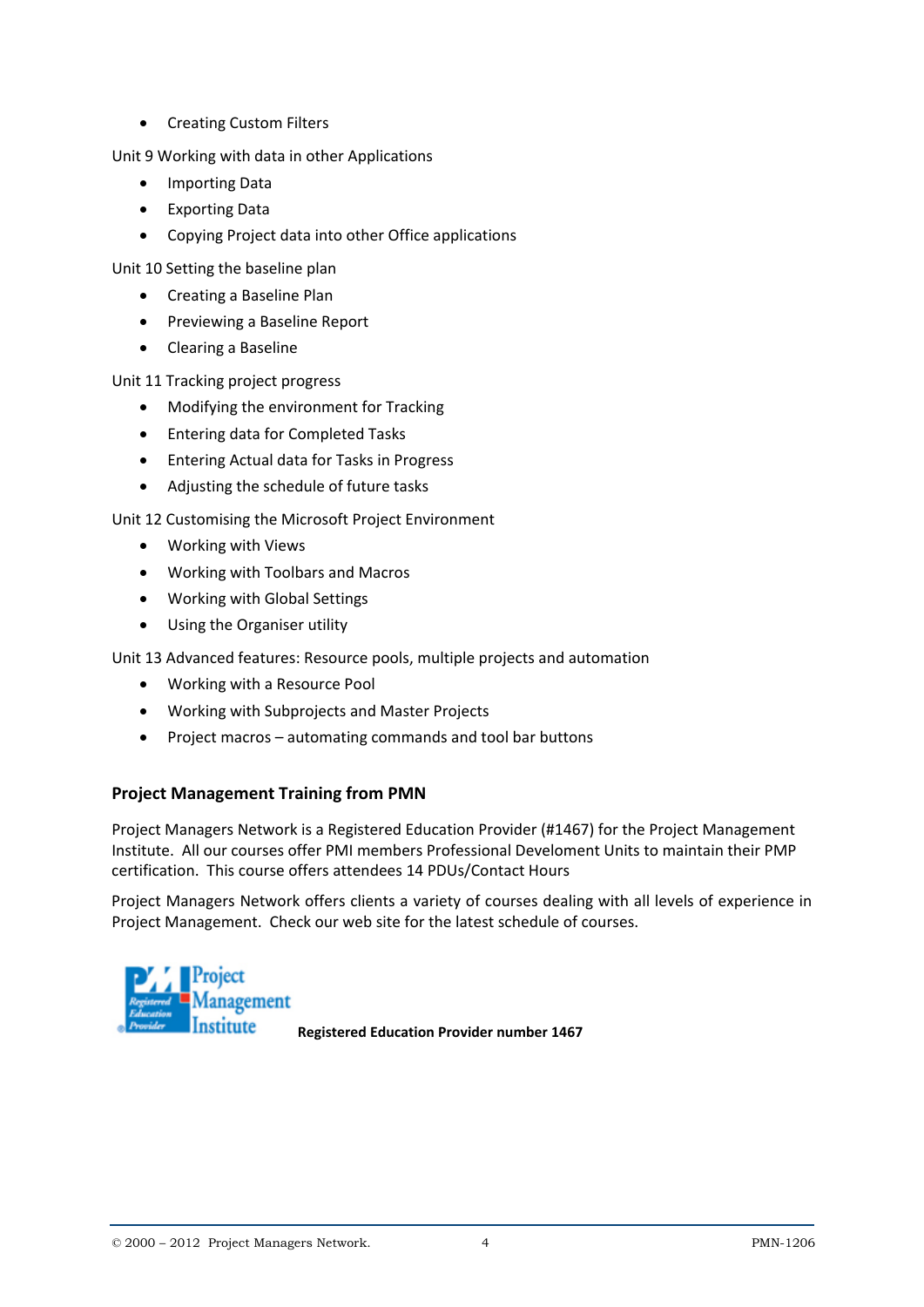- Creating Custom Filters

Unit 9 Working with data in other Applications

- Importing Data
- Exporting Data
- Copying Project data into other Office applications

Unit 10 Setting the baseline plan

- Creating a Baseline Plan
- Previewing a Baseline Report
- Clearing a Baseline

Unit 11 Tracking project progress

- Modifying the environment for Tracking
- Entering data for Completed Tasks
- Entering Actual data for Tasks in Progress
- Adjusting the schedule of future tasks

Unit 12 Customising the Microsoft Project Environment

- Working with Views
- Working with Toolbars and Macros
- Working with Global Settings
- Using the Organiser utility

Unit 13 Advanced features: Resource pools, multiple projects and automation

- Working with a Resource Pool
- Working with Subprojects and Master Projects
- Project macros – automating commands and tool bar buttons

### Project Management Training from PMN

Project Managers Network is a Registered Education Provider (#1467) for the Project Management Institute. All our courses offer PMI members Professional Develoment Units to maintain their PMP certification. This course offers attendees 14 PDUs/Contact Hours

Project Managers Network offers clients a variety of courses dealing with all levels of experience in Project Management. Check our web site for the latest schedule of courses.

Registered Education Provider Project Management Institute

**Registered Education Provider number 1467**